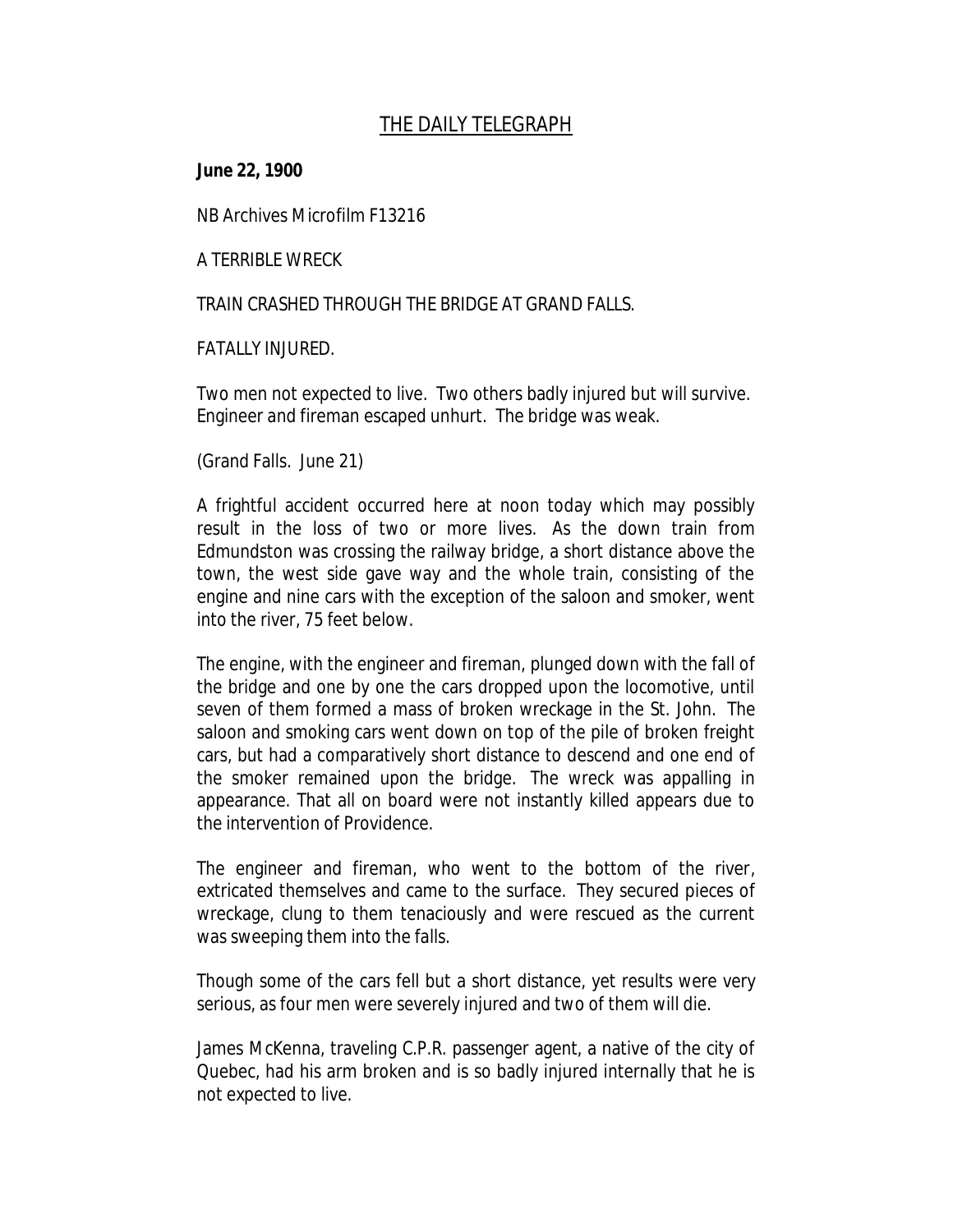# THE DAILY TELEGRAPH

**June 22, 1900**

NB Archives Microfilm F13216

A TERRIBLE WRECK

TRAIN CRASHED THROUGH THE BRIDGE AT GRAND FALLS.

FATALLY INJURED.

Two men not expected to live. Two others badly injured but will survive. Engineer and fireman escaped unhurt. The bridge was weak.

(Grand Falls. June 21)

A frightful accident occurred here at noon today which may possibly result in the loss of two or more lives. As the down train from Edmundston was crossing the railway bridge, a short distance above the town, the west side gave way and the whole train, consisting of the engine and nine cars with the exception of the saloon and smoker, went into the river, 75 feet below.

The engine, with the engineer and fireman, plunged down with the fall of the bridge and one by one the cars dropped upon the locomotive, until seven of them formed a mass of broken wreckage in the St. John. The saloon and smoking cars went down on top of the pile of broken freight cars, but had a comparatively short distance to descend and one end of the smoker remained upon the bridge. The wreck was appalling in appearance. That all on board were not instantly killed appears due to the intervention of Providence.

The engineer and fireman, who went to the bottom of the river, extricated themselves and came to the surface. They secured pieces of wreckage, clung to them tenaciously and were rescued as the current was sweeping them into the falls.

Though some of the cars fell but a short distance, yet results were very serious, as four men were severely injured and two of them will die.

James McKenna, traveling C.P.R. passenger agent, a native of the city of Quebec, had his arm broken and is so badly injured internally that he is not expected to live.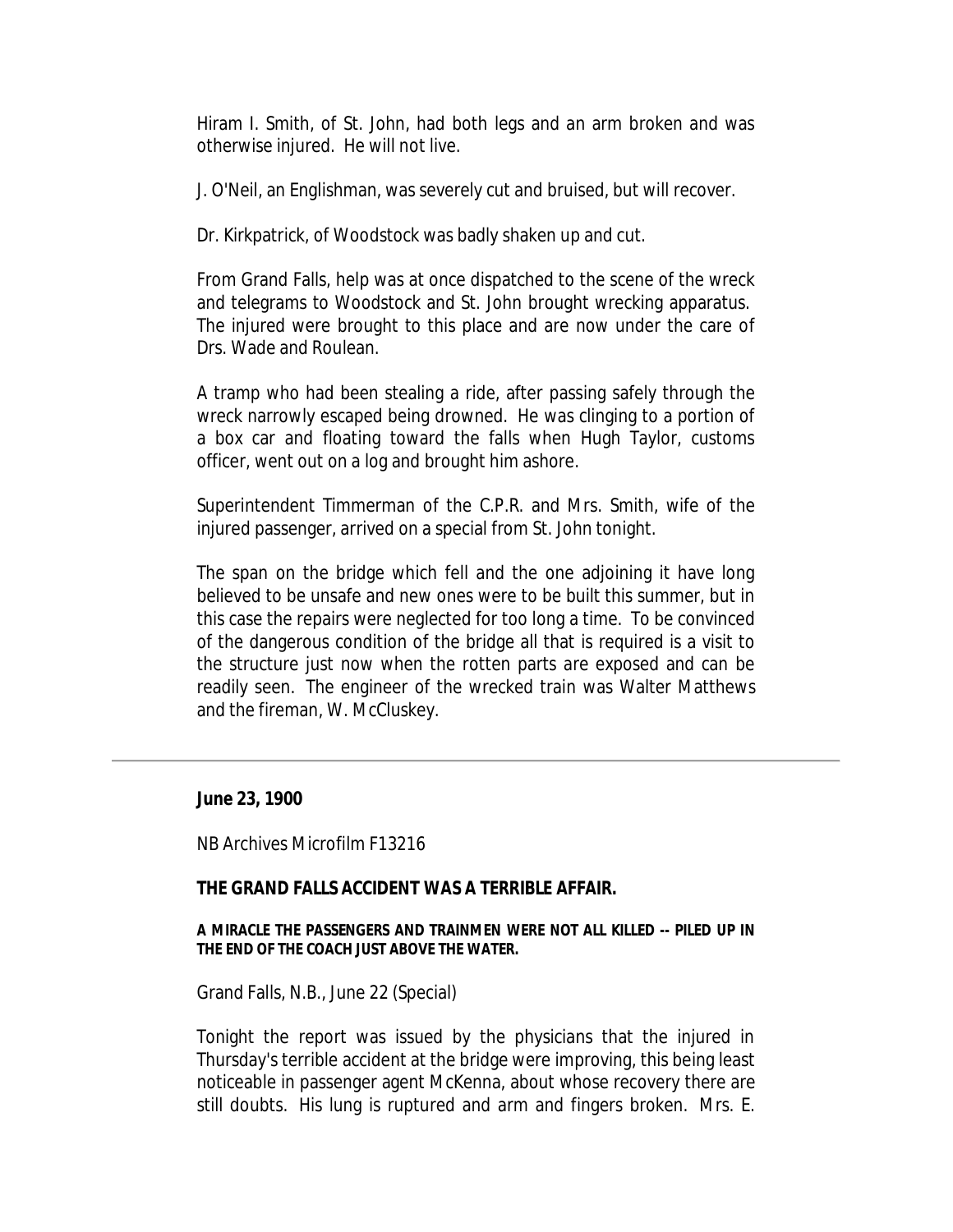Hiram I. Smith, of St. John, had both legs and an arm broken and was otherwise injured. He will not live.

J. O'Neil, an Englishman, was severely cut and bruised, but will recover.

Dr. Kirkpatrick, of Woodstock was badly shaken up and cut.

From Grand Falls, help was at once dispatched to the scene of the wreck and telegrams to Woodstock and St. John brought wrecking apparatus. The injured were brought to this place and are now under the care of Drs. Wade and Roulean.

A tramp who had been stealing a ride, after passing safely through the wreck narrowly escaped being drowned. He was clinging to a portion of a box car and floating toward the falls when Hugh Taylor, customs officer, went out on a log and brought him ashore.

Superintendent Timmerman of the C.P.R. and Mrs. Smith, wife of the injured passenger, arrived on a special from St. John tonight.

The span on the bridge which fell and the one adjoining it have long believed to be unsafe and new ones were to be built this summer, but in this case the repairs were neglected for too long a time. To be convinced of the dangerous condition of the bridge all that is required is a visit to the structure just now when the rotten parts are exposed and can be readily seen. The engineer of the wrecked train was Walter Matthews and the fireman, W. McCluskey.

---

**June 23, 1900**

NB Archives Microfilm F13216

**THE GRAND FALLS ACCIDENT WAS A TERRIBLE AFFAIR.**

**A MIRACLE THE PASSENGERS AND TRAINMEN WERE NOT ALL KILLED -- PILED UP IN THE END OF THE COACH JUST ABOVE THE WATER.**

Grand Falls, N.B., June 22 (Special)

Tonight the report was issued by the physicians that the injured in Thursday's terrible accident at the bridge were improving, this being least noticeable in passenger agent McKenna, about whose recovery there are still doubts. His lung is ruptured and arm and fingers broken. Mrs. E.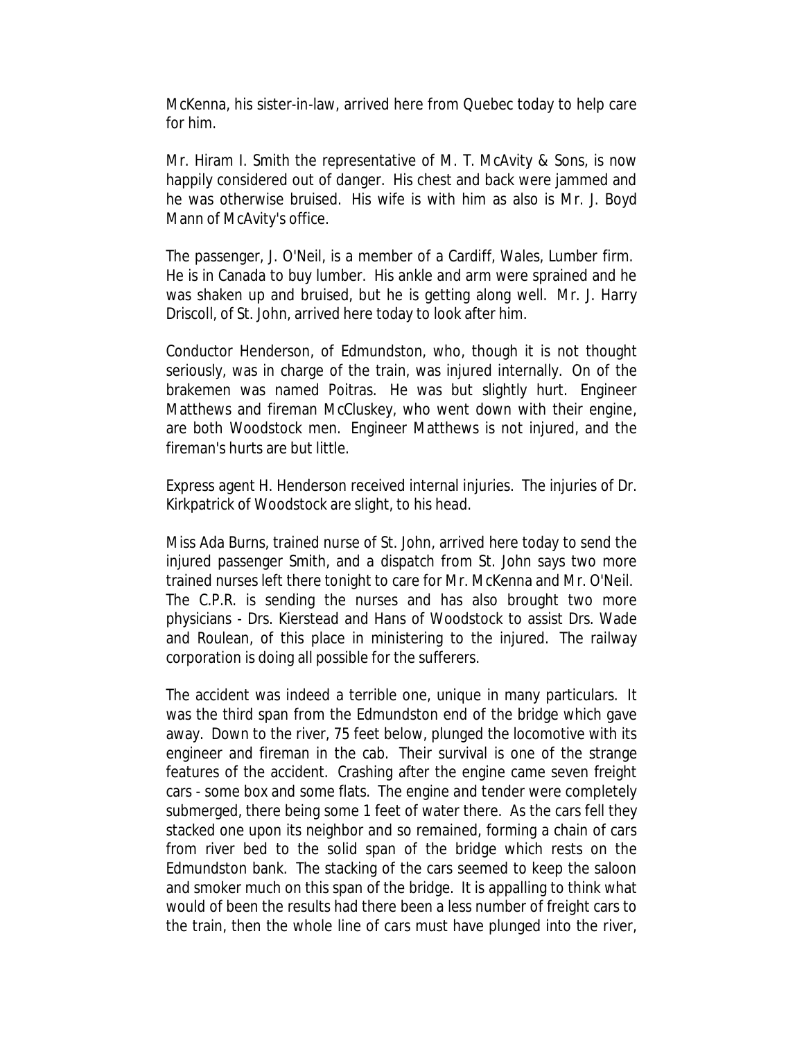McKenna, his sister-in-law, arrived here from Quebec today to help care for him.

Mr. Hiram I. Smith the representative of M. T. McAvity & Sons, is now happily considered out of danger. His chest and back were jammed and he was otherwise bruised. His wife is with him as also is Mr. J. Boyd Mann of McAvity's office.

The passenger, J. O'Neil, is a member of a Cardiff, Wales, Lumber firm. He is in Canada to buy lumber. His ankle and arm were sprained and he was shaken up and bruised, but he is getting along well. Mr. J. Harry Driscoll, of St. John, arrived here today to look after him.

Conductor Henderson, of Edmundston, who, though it is not thought seriously, was in charge of the train, was injured internally. On of the brakemen was named Poitras. He was but slightly hurt. Engineer Matthews and fireman McCluskey, who went down with their engine, are both Woodstock men. Engineer Matthews is not injured, and the fireman's hurts are but little.

Express agent H. Henderson received internal injuries. The injuries of Dr. Kirkpatrick of Woodstock are slight, to his head.

Miss Ada Burns, trained nurse of St. John, arrived here today to send the injured passenger Smith, and a dispatch from St. John says two more trained nurses left there tonight to care for Mr. McKenna and Mr. O'Neil. The C.P.R. is sending the nurses and has also brought two more physicians - Drs. Kierstead and Hans of Woodstock to assist Drs. Wade and Roulean, of this place in ministering to the injured. The railway corporation is doing all possible for the sufferers.

The accident was indeed a terrible one, unique in many particulars. It was the third span from the Edmundston end of the bridge which gave away. Down to the river, 75 feet below, plunged the locomotive with its engineer and fireman in the cab. Their survival is one of the strange features of the accident. Crashing after the engine came seven freight cars - some box and some flats. The engine and tender were completely submerged, there being some 1 feet of water there. As the cars fell they stacked one upon its neighbor and so remained, forming a chain of cars from river bed to the solid span of the bridge which rests on the Edmundston bank. The stacking of the cars seemed to keep the saloon and smoker much on this span of the bridge. It is appalling to think what would of been the results had there been a less number of freight cars to the train, then the whole line of cars must have plunged into the river,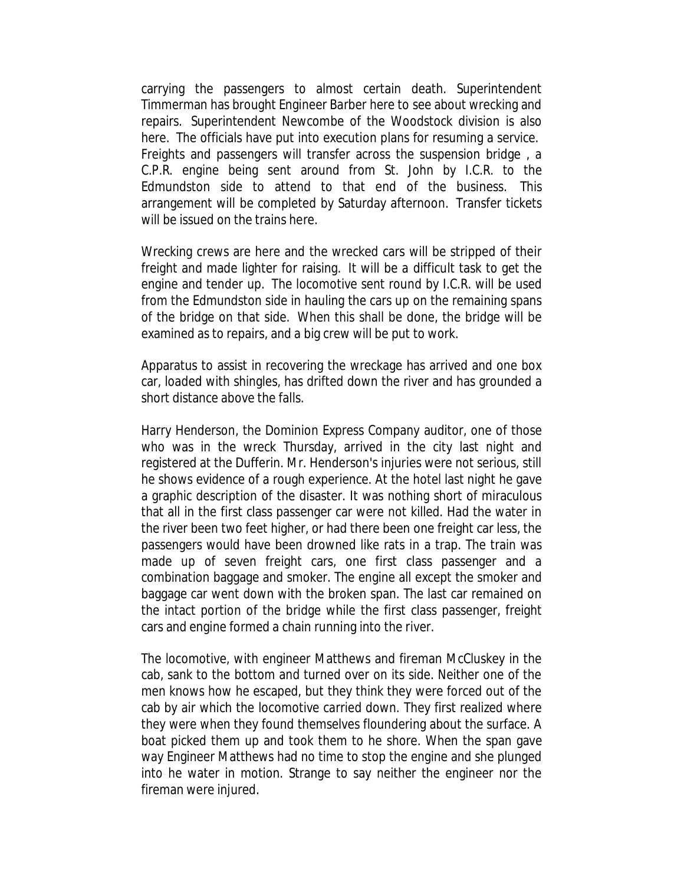carrying the passengers to almost certain death. Superintendent Timmerman has brought Engineer Barber here to see about wrecking and repairs. Superintendent Newcombe of the Woodstock division is also here. The officials have put into execution plans for resuming a service. Freights and passengers will transfer across the suspension bridge , a C.P.R. engine being sent around from St. John by I.C.R. to the Edmundston side to attend to that end of the business. This arrangement will be completed by Saturday afternoon. Transfer tickets will be issued on the trains here.

Wrecking crews are here and the wrecked cars will be stripped of their freight and made lighter for raising. It will be a difficult task to get the engine and tender up. The locomotive sent round by I.C.R. will be used from the Edmundston side in hauling the cars up on the remaining spans of the bridge on that side. When this shall be done, the bridge will be examined as to repairs, and a big crew will be put to work.

Apparatus to assist in recovering the wreckage has arrived and one box car, loaded with shingles, has drifted down the river and has grounded a short distance above the falls.

Harry Henderson, the Dominion Express Company auditor, one of those who was in the wreck Thursday, arrived in the city last night and registered at the Dufferin. Mr. Henderson's injuries were not serious, still he shows evidence of a rough experience. At the hotel last night he gave a graphic description of the disaster. It was nothing short of miraculous that all in the first class passenger car were not killed. Had the water in the river been two feet higher, or had there been one freight car less, the passengers would have been drowned like rats in a trap. The train was made up of seven freight cars, one first class passenger and a combination baggage and smoker. The engine all except the smoker and baggage car went down with the broken span. The last car remained on the intact portion of the bridge while the first class passenger, freight cars and engine formed a chain running into the river.

The locomotive, with engineer Matthews and fireman McCluskey in the cab, sank to the bottom and turned over on its side. Neither one of the men knows how he escaped, but they think they were forced out of the cab by air which the locomotive carried down. They first realized where they were when they found themselves floundering about the surface. A boat picked them up and took them to he shore. When the span gave way Engineer Matthews had no time to stop the engine and she plunged into he water in motion. Strange to say neither the engineer nor the fireman were injured.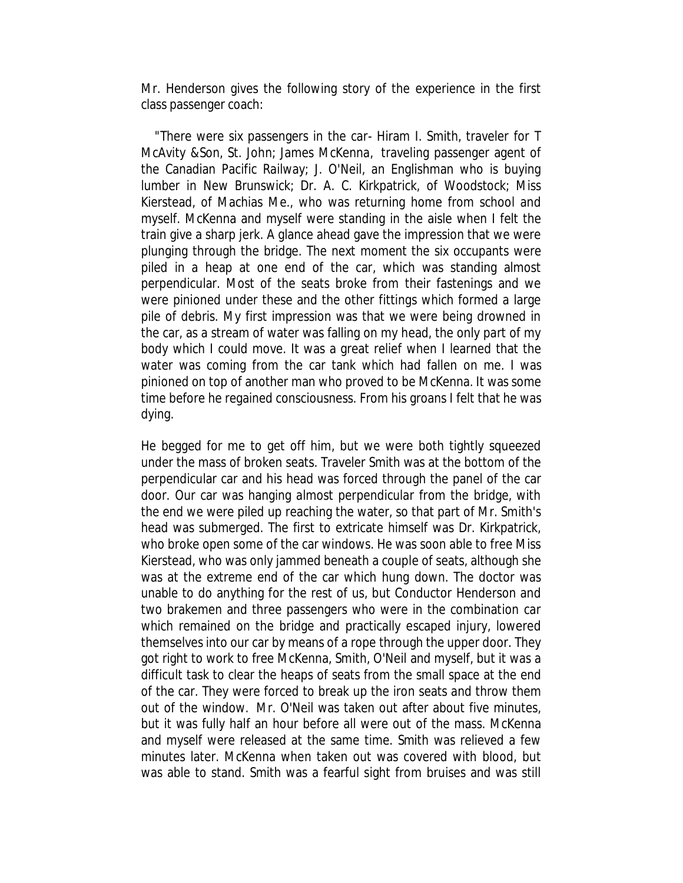Mr. Henderson gives the following story of the experience in the first class passenger coach:

"There were six passengers in the car- Hiram I. Smith, traveler for T McAvity &Son, St. John; James McKenna, traveling passenger agent of the Canadian Pacific Railway; J. O'Neil, an Englishman who is buying lumber in New Brunswick; Dr. A. C. Kirkpatrick, of Woodstock; Miss Kierstead, of Machias Me., who was returning home from school and myself. McKenna and myself were standing in the aisle when I felt the train give a sharp jerk. A glance ahead gave the impression that we were plunging through the bridge. The next moment the six occupants were piled in a heap at one end of the car, which was standing almost perpendicular. Most of the seats broke from their fastenings and we were pinioned under these and the other fittings which formed a large pile of debris. My first impression was that we were being drowned in the car, as a stream of water was falling on my head, the only part of my body which I could move. It was a great relief when I learned that the water was coming from the car tank which had fallen on me. I was pinioned on top of another man who proved to be McKenna. It was some time before he regained consciousness. From his groans I felt that he was dying.

He begged for me to get off him, but we were both tightly squeezed under the mass of broken seats. Traveler Smith was at the bottom of the perpendicular car and his head was forced through the panel of the car door. Our car was hanging almost perpendicular from the bridge, with the end we were piled up reaching the water, so that part of Mr. Smith's head was submerged. The first to extricate himself was Dr. Kirkpatrick, who broke open some of the car windows. He was soon able to free Miss Kierstead, who was only jammed beneath a couple of seats, although she was at the extreme end of the car which hung down. The doctor was unable to do anything for the rest of us, but Conductor Henderson and two brakemen and three passengers who were in the combination car which remained on the bridge and practically escaped injury, lowered themselves into our car by means of a rope through the upper door. They got right to work to free McKenna, Smith, O'Neil and myself, but it was a difficult task to clear the heaps of seats from the small space at the end of the car. They were forced to break up the iron seats and throw them out of the window. Mr. O'Neil was taken out after about five minutes, but it was fully half an hour before all were out of the mass. McKenna and myself were released at the same time. Smith was relieved a few minutes later. McKenna when taken out was covered with blood, but was able to stand. Smith was a fearful sight from bruises and was still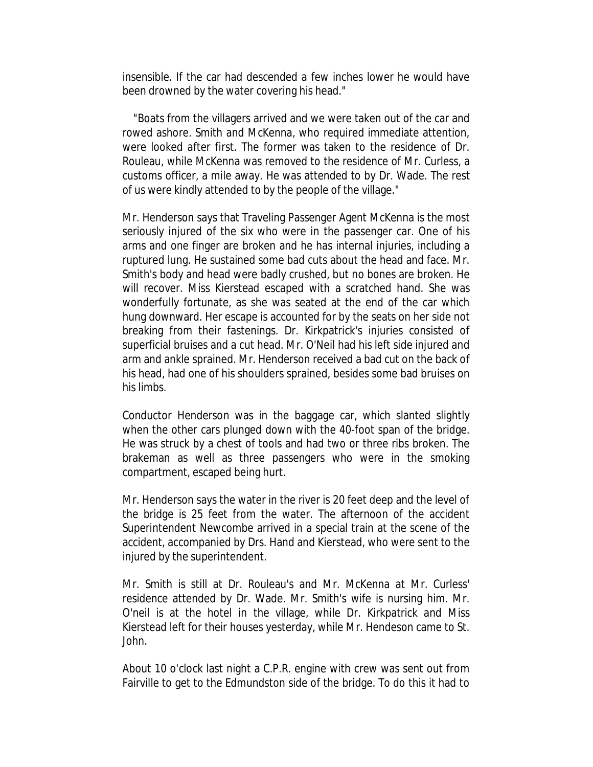insensible. If the car had descended a few inches lower he would have been drowned by the water covering his head."

"Boats from the villagers arrived and we were taken out of the car and rowed ashore. Smith and McKenna, who required immediate attention, were looked after first. The former was taken to the residence of Dr. Rouleau, while McKenna was removed to the residence of Mr. Curless, a customs officer, a mile away. He was attended to by Dr. Wade. The rest of us were kindly attended to by the people of the village."

Mr. Henderson says that Traveling Passenger Agent McKenna is the most seriously injured of the six who were in the passenger car. One of his arms and one finger are broken and he has internal injuries, including a ruptured lung. He sustained some bad cuts about the head and face. Mr. Smith's body and head were badly crushed, but no bones are broken. He will recover. Miss Kierstead escaped with a scratched hand. She was wonderfully fortunate, as she was seated at the end of the car which hung downward. Her escape is accounted for by the seats on her side not breaking from their fastenings. Dr. Kirkpatrick's injuries consisted of superficial bruises and a cut head. Mr. O'Neil had his left side injured and arm and ankle sprained. Mr. Henderson received a bad cut on the back of his head, had one of his shoulders sprained, besides some bad bruises on his limbs.

Conductor Henderson was in the baggage car, which slanted slightly when the other cars plunged down with the 40-foot span of the bridge. He was struck by a chest of tools and had two or three ribs broken. The brakeman as well as three passengers who were in the smoking compartment, escaped being hurt.

Mr. Henderson says the water in the river is 20 feet deep and the level of the bridge is 25 feet from the water. The afternoon of the accident Superintendent Newcombe arrived in a special train at the scene of the accident, accompanied by Drs. Hand and Kierstead, who were sent to the injured by the superintendent.

Mr. Smith is still at Dr. Rouleau's and Mr. McKenna at Mr. Curless' residence attended by Dr. Wade. Mr. Smith's wife is nursing him. Mr. O'neil is at the hotel in the village, while Dr. Kirkpatrick and Miss Kierstead left for their houses yesterday, while Mr. Hendeson came to St. John.

About 10 o'clock last night a C.P.R. engine with crew was sent out from Fairville to get to the Edmundston side of the bridge. To do this it had to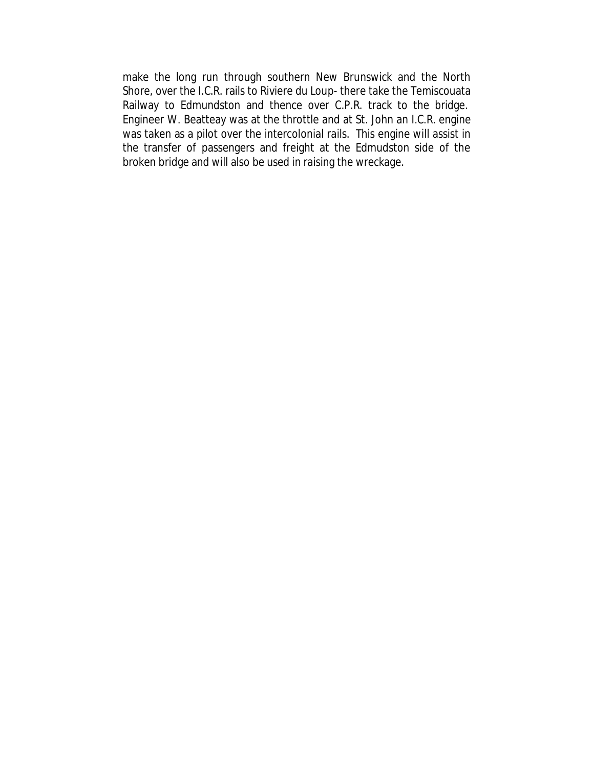make the long run through southern New Brunswick and the North Shore, over the I.C.R. rails to Riviere du Loup- there take the Temiscouata Railway to Edmundston and thence over C.P.R. track to the bridge. Engineer W. Beatteay was at the throttle and at St. John an I.C.R. engine was taken as a pilot over the intercolonial rails. This engine will assist in the transfer of passengers and freight at the Edmudston side of the broken bridge and will also be used in raising the wreckage.